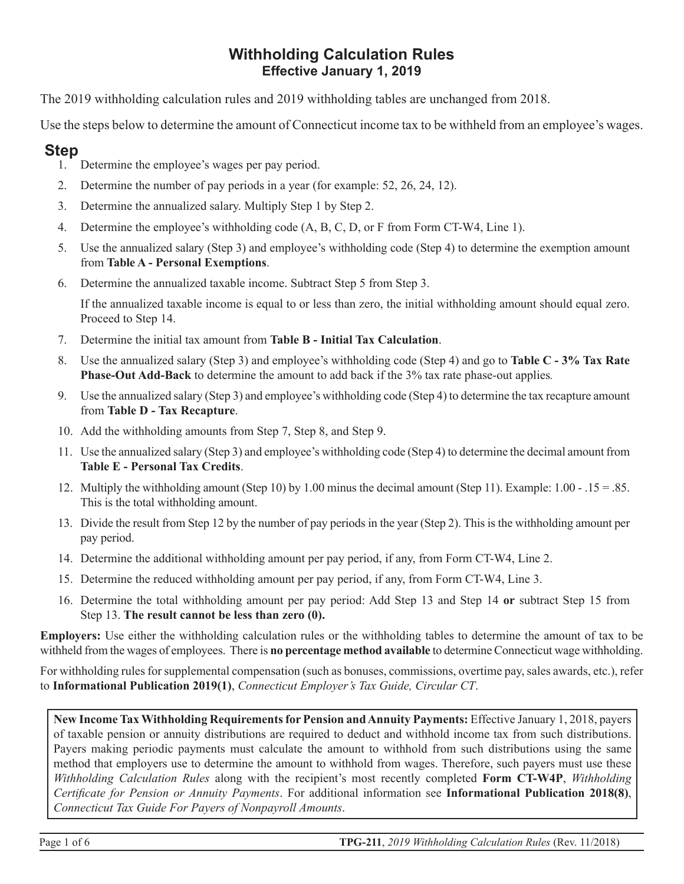# Withholding Calculation Rules

## Effective January 1, 2019

The 2019 withholding calculation rules and 2019 withholding tables are unchanged from 2018.

Use the steps below to determine the amount of Connecticut income tax to be withheld from an employee's wages.

### Step

1. Determine the employee's wages per pay period.
2. Determine the number of pay periods in a year (for example: 52, 26, 24, 12).
3. Determine the annualized salary. Multiply Step 1 by Step 2.
4. Determine the employee's withholding code (A, B, C, D, or F from Form CT-W4, Line 1).
5. Use the annualized salary (Step 3) and employee's withholding code (Step 4) to determine the exemption amount from **Table A - Personal Exemptions**.
6. Determine the annualized taxable income. Subtract Step 5 from Step 3.

   If the annualized taxable income is equal to or less than zero, the initial withholding amount should equal zero. Proceed to Step 14.
7. Determine the initial tax amount from **Table B - Initial Tax Calculation**.
8. Use the annualized salary (Step 3) and employee's withholding code (Step 4) and go to **Table C - 3% Tax Rate Phase-Out Add-Back** to determine the amount to add back if the 3% tax rate phase-out applies.
9. Use the annualized salary (Step 3) and employee's withholding code (Step 4) to determine the tax recapture amount from **Table D - Tax Recapture**.
10. Add the withholding amounts from Step 7, Step 8, and Step 9.
11. Use the annualized salary (Step 3) and employee's withholding code (Step 4) to determine the decimal amount from **Table E - Personal Tax Credits**.
12. Multiply the withholding amount (Step 10) by 1.00 minus the decimal amount (Step 11). Example: 1.00 - .15 = .85. This is the total withholding amount.
13. Divide the result from Step 12 by the number of pay periods in the year (Step 2). This is the withholding amount per pay period.
14. Determine the additional withholding amount per pay period, if any, from Form CT-W4, Line 2.
15. Determine the reduced withholding amount per pay period, if any, from Form CT-W4, Line 3.
16. Determine the total withholding amount per pay period: Add Step 13 and Step 14 **or** subtract Step 15 from Step 13. **The result cannot be less than zero (0).**

**Employers:** Use either the withholding calculation rules or the withholding tables to determine the amount of tax to be withheld from the wages of employees. There is **no percentage method available** to determine Connecticut wage withholding.

For withholding rules for supplemental compensation (such as bonuses, commissions, overtime pay, sales awards, etc.), refer to **Informational Publication 2019(1)**, *Connecticut Employer's Tax Guide, Circular CT*.

**New Income Tax Withholding Requirements for Pension and Annuity Payments:** Effective January 1, 2018, payers of taxable pension or annuity distributions are required to deduct and withhold income tax from such distributions. Payers making periodic payments must calculate the amount to withhold from such distributions using the same method that employers use to determine the amount to withhold from wages. Therefore, such payers must use these *Withholding Calculation Rules* along with the recipient's most recently completed **Form CT-W4P**, *Withholding Certificate for Pension or Annuity Payments*. For additional information see **Informational Publication 2018(8)**, *Connecticut Tax Guide For Payers of Nonpayroll Amounts*.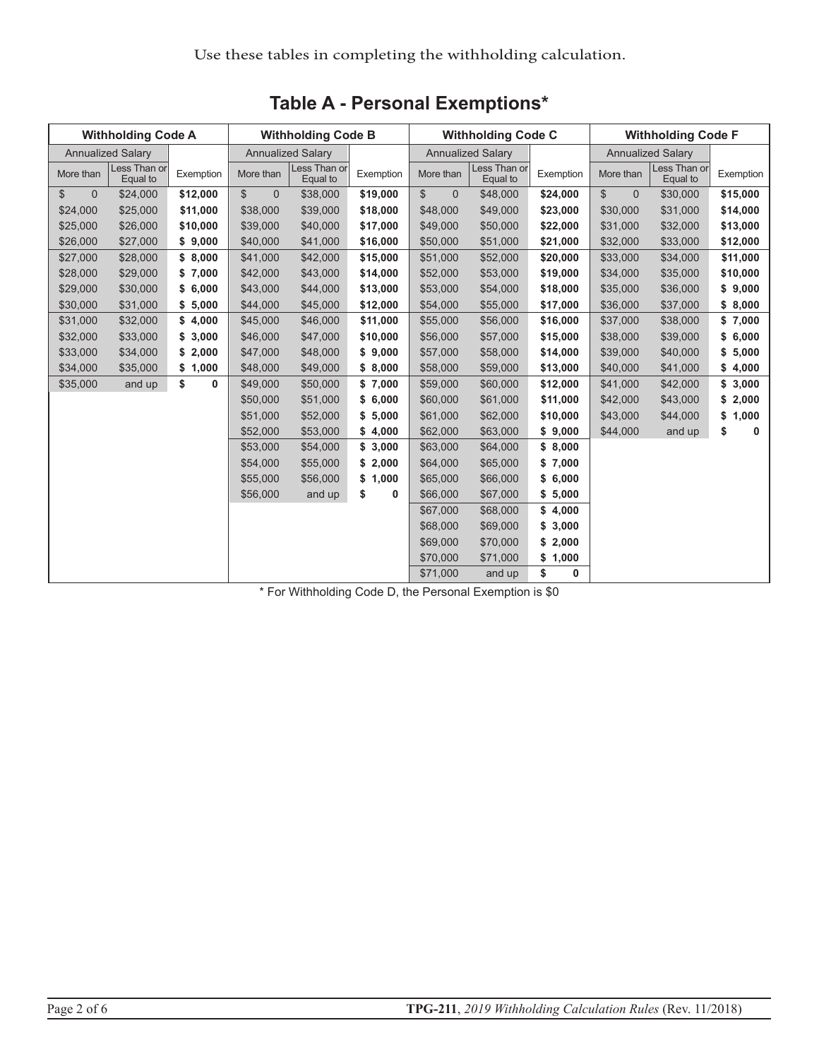Use these tables in completing the withholding calculation.

## Table A - Personal Exemptions*

| Withholding Code A | | | Withholding Code B | | | Withholding Code C | | | Withholding Code F | | |
|---|---|---|---|---|---|---|---|---|---|---|---|
| Annualized Salary | | | Annualized Salary | | | Annualized Salary | | | Annualized Salary | | |
| More than | Less Than or Equal to | Exemption | More than | Less Than or Equal to | Exemption | More than | Less Than or Equal to | Exemption | More than | Less Than or Equal to | Exemption |
| $ 0 | $24,000 | **$12,000** | $ 0 | $38,000 | **$19,000** | $ 0 | $48,000 | **$24,000** | $ 0 | $30,000 | **$15,000** |
| $24,000 | $25,000 | **$11,000** | $38,000 | $39,000 | **$18,000** | $48,000 | $49,000 | **$23,000** | $30,000 | $31,000 | **$14,000** |
| $25,000 | $26,000 | **$10,000** | $39,000 | $40,000 | **$17,000** | $49,000 | $50,000 | **$22,000** | $31,000 | $32,000 | **$13,000** |
| $26,000 | $27,000 | **$ 9,000** | $40,000 | $41,000 | **$16,000** | $50,000 | $51,000 | **$21,000** | $32,000 | $33,000 | **$12,000** |
| $27,000 | $28,000 | **$ 8,000** | $41,000 | $42,000 | **$15,000** | $51,000 | $52,000 | **$20,000** | $33,000 | $34,000 | **$11,000** |
| $28,000 | $29,000 | **$ 7,000** | $42,000 | $43,000 | **$14,000** | $52,000 | $53,000 | **$19,000** | $34,000 | $35,000 | **$10,000** |
| $29,000 | $30,000 | **$ 6,000** | $43,000 | $44,000 | **$13,000** | $53,000 | $54,000 | **$18,000** | $35,000 | $36,000 | **$ 9,000** |
| $30,000 | $31,000 | **$ 5,000** | $44,000 | $45,000 | **$12,000** | $54,000 | $55,000 | **$17,000** | $36,000 | $37,000 | **$ 8,000** |
| $31,000 | $32,000 | **$ 4,000** | $45,000 | $46,000 | **$11,000** | $55,000 | $56,000 | **$16,000** | $37,000 | $38,000 | **$ 7,000** |
| $32,000 | $33,000 | **$ 3,000** | $46,000 | $47,000 | **$10,000** | $56,000 | $57,000 | **$15,000** | $38,000 | $39,000 | **$ 6,000** |
| $33,000 | $34,000 | **$ 2,000** | $47,000 | $48,000 | **$ 9,000** | $57,000 | $58,000 | **$14,000** | $39,000 | $40,000 | **$ 5,000** |
| $34,000 | $35,000 | **$ 1,000** | $48,000 | $49,000 | **$ 8,000** | $58,000 | $59,000 | **$13,000** | $40,000 | $41,000 | **$ 4,000** |
| $35,000 | and up | **$ 0** | $49,000 | $50,000 | **$ 7,000** | $59,000 | $60,000 | **$12,000** | $41,000 | $42,000 | **$ 3,000** |
| | | | $50,000 | $51,000 | **$ 6,000** | $60,000 | $61,000 | **$11,000** | $42,000 | $43,000 | **$ 2,000** |
| | | | $51,000 | $52,000 | **$ 5,000** | $61,000 | $62,000 | **$10,000** | $43,000 | $44,000 | **$ 1,000** |
| | | | $52,000 | $53,000 | **$ 4,000** | $62,000 | $63,000 | **$ 9,000** | $44,000 | and up | **$ 0** |
| | | | $53,000 | $54,000 | **$ 3,000** | $63,000 | $64,000 | **$ 8,000** | | | |
| | | | $54,000 | $55,000 | **$ 2,000** | $64,000 | $65,000 | **$ 7,000** | | | |
| | | | $55,000 | $56,000 | **$ 1,000** | $65,000 | $66,000 | **$ 6,000** | | | |
| | | | $56,000 | and up | **$ 0** | $66,000 | $67,000 | **$ 5,000** | | | |
| | | | | | | $67,000 | $68,000 | **$ 4,000** | | | |
| | | | | | | $68,000 | $69,000 | **$ 3,000** | | | |
| | | | | | | $69,000 | $70,000 | **$ 2,000** | | | |
| | | | | | | $70,000 | $71,000 | **$ 1,000** | | | |
| | | | | | | $71,000 | and up | **$ 0** | | | |

* For Withholding Code D, the Personal Exemption is $0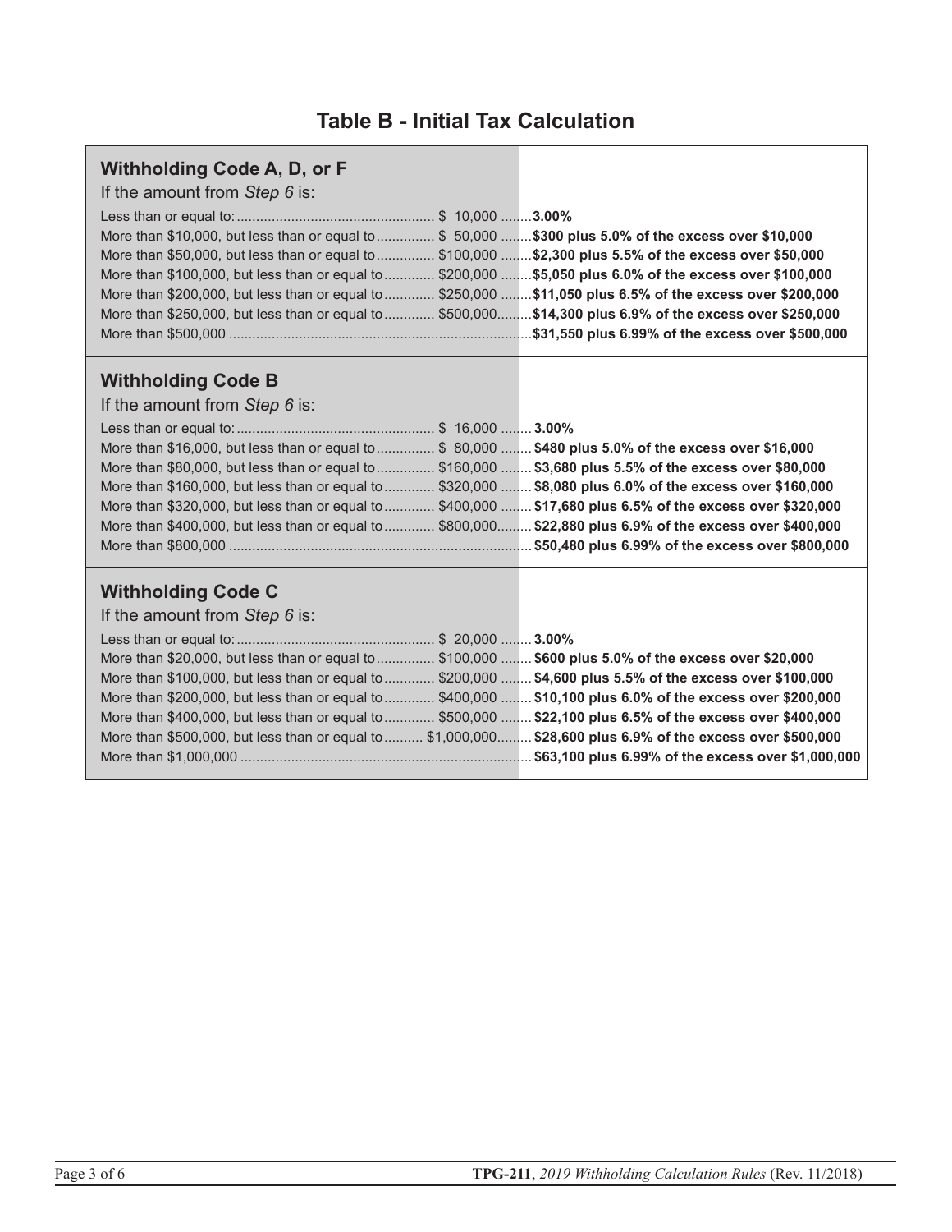# Table B - Initial Tax Calculation

## Withholding Code A, D, or F

If the amount from *Step 6* is:

| | |
|---|---|
| Less than or equal to: $ 10,000 | **3.00%** |
| More than $10,000, but less than or equal to $ 50,000 | **$300 plus 5.0% of the excess over $10,000** |
| More than $50,000, but less than or equal to $100,000 | **$2,300 plus 5.5% of the excess over $50,000** |
| More than $100,000, but less than or equal to $200,000 | **$5,050 plus 6.0% of the excess over $100,000** |
| More than $200,000, but less than or equal to $250,000 | **$11,050 plus 6.5% of the excess over $200,000** |
| More than $250,000, but less than or equal to $500,000 | **$14,300 plus 6.9% of the excess over $250,000** |
| More than $500,000 | **$31,550 plus 6.99% of the excess over $500,000** |

## Withholding Code B

If the amount from *Step 6* is:

| | |
|---|---|
| Less than or equal to: $ 16,000 | **3.00%** |
| More than $16,000, but less than or equal to $ 80,000 | **$480 plus 5.0% of the excess over $16,000** |
| More than $80,000, but less than or equal to $160,000 | **$3,680 plus 5.5% of the excess over $80,000** |
| More than $160,000, but less than or equal to $320,000 | **$8,080 plus 6.0% of the excess over $160,000** |
| More than $320,000, but less than or equal to $400,000 | **$17,680 plus 6.5% of the excess over $320,000** |
| More than $400,000, but less than or equal to $800,000 | **$22,880 plus 6.9% of the excess over $400,000** |
| More than $800,000 | **$50,480 plus 6.99% of the excess over $800,000** |

## Withholding Code C

If the amount from *Step 6* is:

| | |
|---|---|
| Less than or equal to: $ 20,000 | **3.00%** |
| More than $20,000, but less than or equal to $100,000 | **$600 plus 5.0% of the excess over $20,000** |
| More than $100,000, but less than or equal to $200,000 | **$4,600 plus 5.5% of the excess over $100,000** |
| More than $200,000, but less than or equal to $400,000 | **$10,100 plus 6.0% of the excess over $200,000** |
| More than $400,000, but less than or equal to $500,000 | **$22,100 plus 6.5% of the excess over $400,000** |
| More than $500,000, but less than or equal to $1,000,000 | **$28,600 plus 6.9% of the excess over $500,000** |
| More than $1,000,000 | **$63,100 plus 6.99% of the excess over $1,000,000** |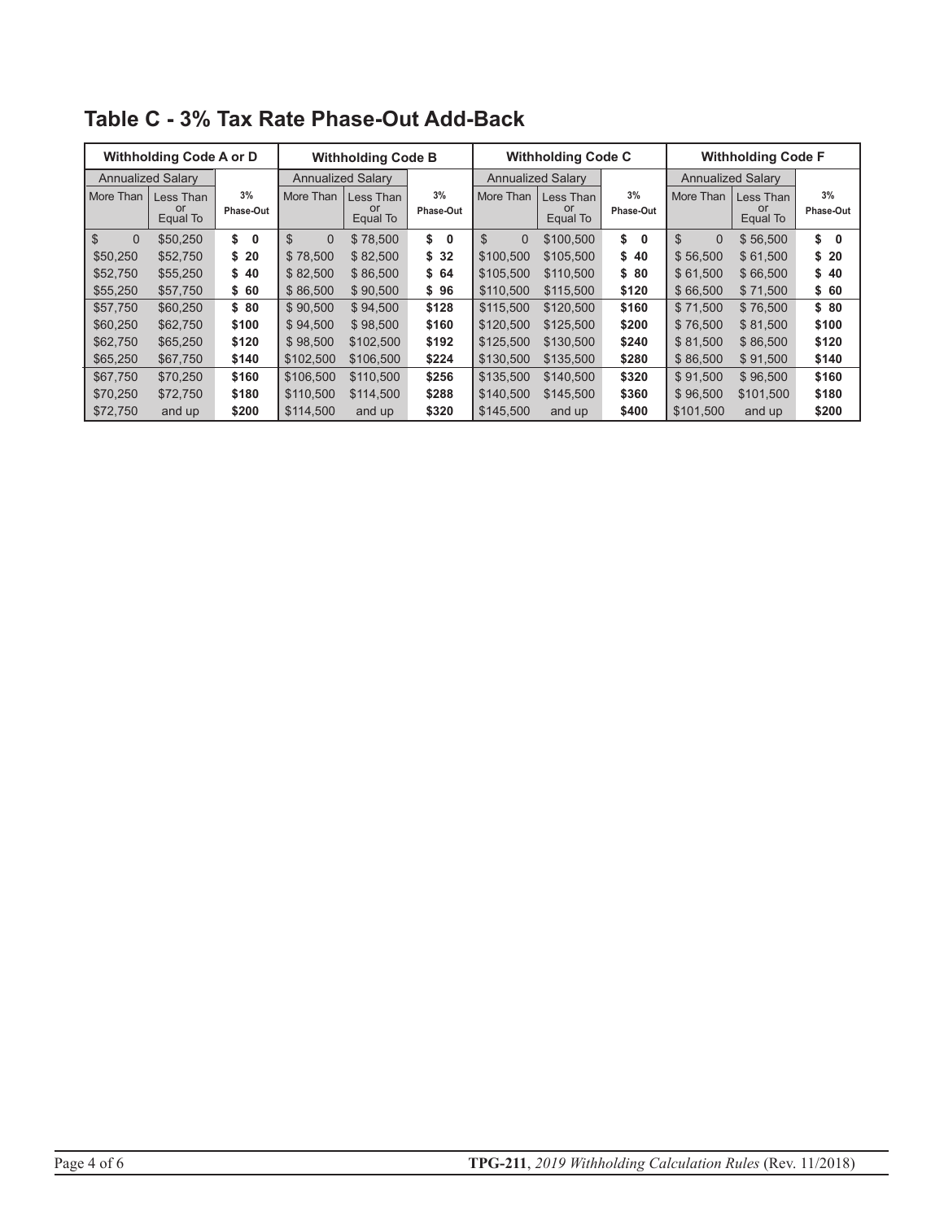## Table C - 3% Tax Rate Phase-Out Add-Back

| Withholding Code A or D | | | Withholding Code B | | | Withholding Code C | | | Withholding Code F | | |
|---|---|---|---|---|---|---|---|---|---|---|---|
| Annualized Salary | | | Annualized Salary | | | Annualized Salary | | | Annualized Salary | | |
| More Than | Less Than or Equal To | 3% Phase-Out | More Than | Less Than or Equal To | 3% Phase-Out | More Than | Less Than or Equal To | 3% Phase-Out | More Than | Less Than or Equal To | 3% Phase-Out |
| $ 0 | $50,250 | **$ 0** | $ 0 | $ 78,500 | **$ 0** | $ 0 | $100,500 | **$ 0** | $ 0 | $ 56,500 | **$ 0** |
| $50,250 | $52,750 | **$ 20** | $ 78,500 | $ 82,500 | **$ 32** | $100,500 | $105,500 | **$ 40** | $ 56,500 | $ 61,500 | **$ 20** |
| $52,750 | $55,250 | **$ 40** | $ 82,500 | $ 86,500 | **$ 64** | $105,500 | $110,500 | **$ 80** | $ 61,500 | $ 66,500 | **$ 40** |
| $55,250 | $57,750 | **$ 60** | $ 86,500 | $ 90,500 | **$ 96** | $110,500 | $115,500 | **$120** | $ 66,500 | $ 71,500 | **$ 60** |
| $57,750 | $60,250 | **$ 80** | $ 90,500 | $ 94,500 | **$128** | $115,500 | $120,500 | **$160** | $ 71,500 | $ 76,500 | **$ 80** |
| $60,250 | $62,750 | **$100** | $ 94,500 | $ 98,500 | **$160** | $120,500 | $125,500 | **$200** | $ 76,500 | $ 81,500 | **$100** |
| $62,750 | $65,250 | **$120** | $ 98,500 | $102,500 | **$192** | $125,500 | $130,500 | **$240** | $ 81,500 | $ 86,500 | **$120** |
| $65,250 | $67,750 | **$140** | $102,500 | $106,500 | **$224** | $130,500 | $135,500 | **$280** | $ 86,500 | $ 91,500 | **$140** |
| $67,750 | $70,250 | **$160** | $106,500 | $110,500 | **$256** | $135,500 | $140,500 | **$320** | $ 91,500 | $ 96,500 | **$160** |
| $70,250 | $72,750 | **$180** | $110,500 | $114,500 | **$288** | $140,500 | $145,500 | **$360** | $ 96,500 | $101,500 | **$180** |
| $72,750 | and up | **$200** | $114,500 | and up | **$320** | $145,500 | and up | **$400** | $101,500 | and up | **$200** |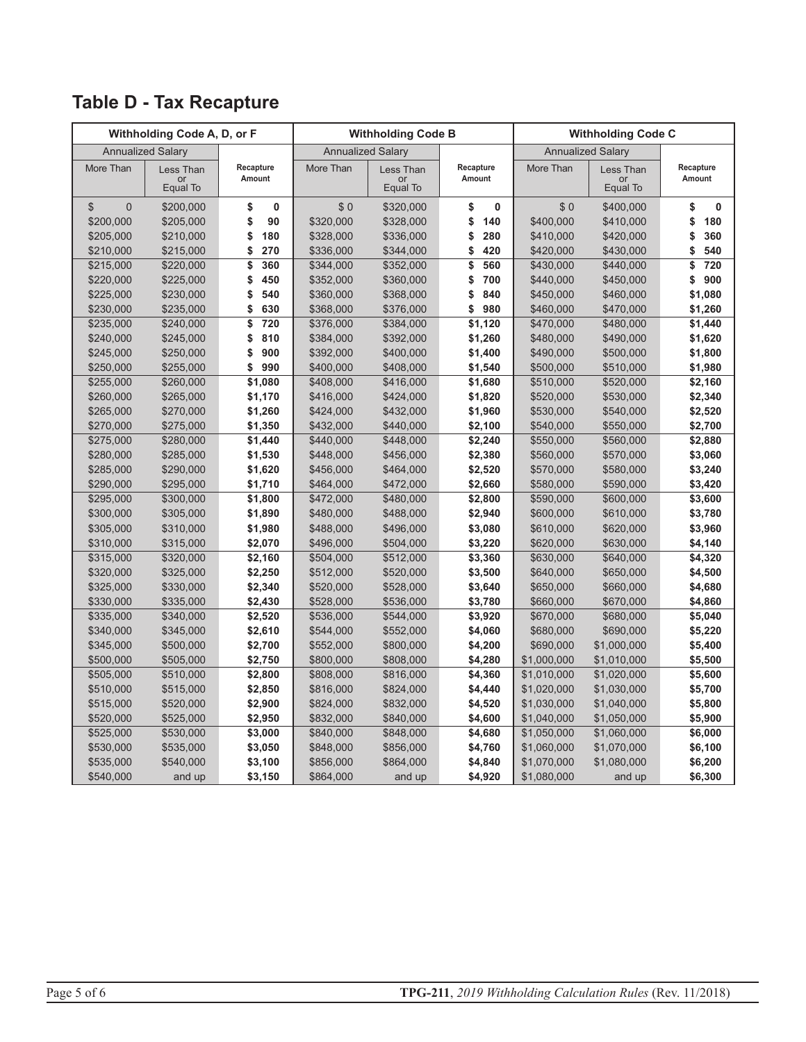## Table D - Tax Recapture

| Withholding Code A, D, or F | | | Withholding Code B | | | Withholding Code C | | |
|---|---|---|---|---|---|---|---|---|
| Annualized Salary | | | Annualized Salary | | | Annualized Salary | | |
| More Than | Less Than or Equal To | Recapture Amount | More Than | Less Than or Equal To | Recapture Amount | More Than | Less Than or Equal To | Recapture Amount |
| $ 0 | $200,000 | $ 0 | $ 0 | $320,000 | $ 0 | $ 0 | $400,000 | $ 0 |
| $200,000 | $205,000 | $ 90 | $320,000 | $328,000 | $ 140 | $400,000 | $410,000 | $ 180 |
| $205,000 | $210,000 | $ 180 | $328,000 | $336,000 | $ 280 | $410,000 | $420,000 | $ 360 |
| $210,000 | $215,000 | $ 270 | $336,000 | $344,000 | $ 420 | $420,000 | $430,000 | $ 540 |
| $215,000 | $220,000 | $ 360 | $344,000 | $352,000 | $ 560 | $430,000 | $440,000 | $ 720 |
| $220,000 | $225,000 | $ 450 | $352,000 | $360,000 | $ 700 | $440,000 | $450,000 | $ 900 |
| $225,000 | $230,000 | $ 540 | $360,000 | $368,000 | $ 840 | $450,000 | $460,000 | $1,080 |
| $230,000 | $235,000 | $ 630 | $368,000 | $376,000 | $ 980 | $460,000 | $470,000 | $1,260 |
| $235,000 | $240,000 | $ 720 | $376,000 | $384,000 | $1,120 | $470,000 | $480,000 | $1,440 |
| $240,000 | $245,000 | $ 810 | $384,000 | $392,000 | $1,260 | $480,000 | $490,000 | $1,620 |
| $245,000 | $250,000 | $ 900 | $392,000 | $400,000 | $1,400 | $490,000 | $500,000 | $1,800 |
| $250,000 | $255,000 | $ 990 | $400,000 | $408,000 | $1,540 | $500,000 | $510,000 | $1,980 |
| $255,000 | $260,000 | $1,080 | $408,000 | $416,000 | $1,680 | $510,000 | $520,000 | $2,160 |
| $260,000 | $265,000 | $1,170 | $416,000 | $424,000 | $1,820 | $520,000 | $530,000 | $2,340 |
| $265,000 | $270,000 | $1,260 | $424,000 | $432,000 | $1,960 | $530,000 | $540,000 | $2,520 |
| $270,000 | $275,000 | $1,350 | $432,000 | $440,000 | $2,100 | $540,000 | $550,000 | $2,700 |
| $275,000 | $280,000 | $1,440 | $440,000 | $448,000 | $2,240 | $550,000 | $560,000 | $2,880 |
| $280,000 | $285,000 | $1,530 | $448,000 | $456,000 | $2,380 | $560,000 | $570,000 | $3,060 |
| $285,000 | $290,000 | $1,620 | $456,000 | $464,000 | $2,520 | $570,000 | $580,000 | $3,240 |
| $290,000 | $295,000 | $1,710 | $464,000 | $472,000 | $2,660 | $580,000 | $590,000 | $3,420 |
| $295,000 | $300,000 | $1,800 | $472,000 | $480,000 | $2,800 | $590,000 | $600,000 | $3,600 |
| $300,000 | $305,000 | $1,890 | $480,000 | $488,000 | $2,940 | $600,000 | $610,000 | $3,780 |
| $305,000 | $310,000 | $1,980 | $488,000 | $496,000 | $3,080 | $610,000 | $620,000 | $3,960 |
| $310,000 | $315,000 | $2,070 | $496,000 | $504,000 | $3,220 | $620,000 | $630,000 | $4,140 |
| $315,000 | $320,000 | $2,160 | $504,000 | $512,000 | $3,360 | $630,000 | $640,000 | $4,320 |
| $320,000 | $325,000 | $2,250 | $512,000 | $520,000 | $3,500 | $640,000 | $650,000 | $4,500 |
| $325,000 | $330,000 | $2,340 | $520,000 | $528,000 | $3,640 | $650,000 | $660,000 | $4,680 |
| $330,000 | $335,000 | $2,430 | $528,000 | $536,000 | $3,780 | $660,000 | $670,000 | $4,860 |
| $335,000 | $340,000 | $2,520 | $536,000 | $544,000 | $3,920 | $670,000 | $680,000 | $5,040 |
| $340,000 | $345,000 | $2,610 | $544,000 | $552,000 | $4,060 | $680,000 | $690,000 | $5,220 |
| $345,000 | $500,000 | $2,700 | $552,000 | $800,000 | $4,200 | $690,000 | $1,000,000 | $5,400 |
| $500,000 | $505,000 | $2,750 | $800,000 | $808,000 | $4,280 | $1,000,000 | $1,010,000 | $5,500 |
| $505,000 | $510,000 | $2,800 | $808,000 | $816,000 | $4,360 | $1,010,000 | $1,020,000 | $5,600 |
| $510,000 | $515,000 | $2,850 | $816,000 | $824,000 | $4,440 | $1,020,000 | $1,030,000 | $5,700 |
| $515,000 | $520,000 | $2,900 | $824,000 | $832,000 | $4,520 | $1,030,000 | $1,040,000 | $5,800 |
| $520,000 | $525,000 | $2,950 | $832,000 | $840,000 | $4,600 | $1,040,000 | $1,050,000 | $5,900 |
| $525,000 | $530,000 | $3,000 | $840,000 | $848,000 | $4,680 | $1,050,000 | $1,060,000 | $6,000 |
| $530,000 | $535,000 | $3,050 | $848,000 | $856,000 | $4,760 | $1,060,000 | $1,070,000 | $6,100 |
| $535,000 | $540,000 | $3,100 | $856,000 | $864,000 | $4,840 | $1,070,000 | $1,080,000 | $6,200 |
| $540,000 | and up | $3,150 | $864,000 | and up | $4,920 | $1,080,000 | and up | $6,300 |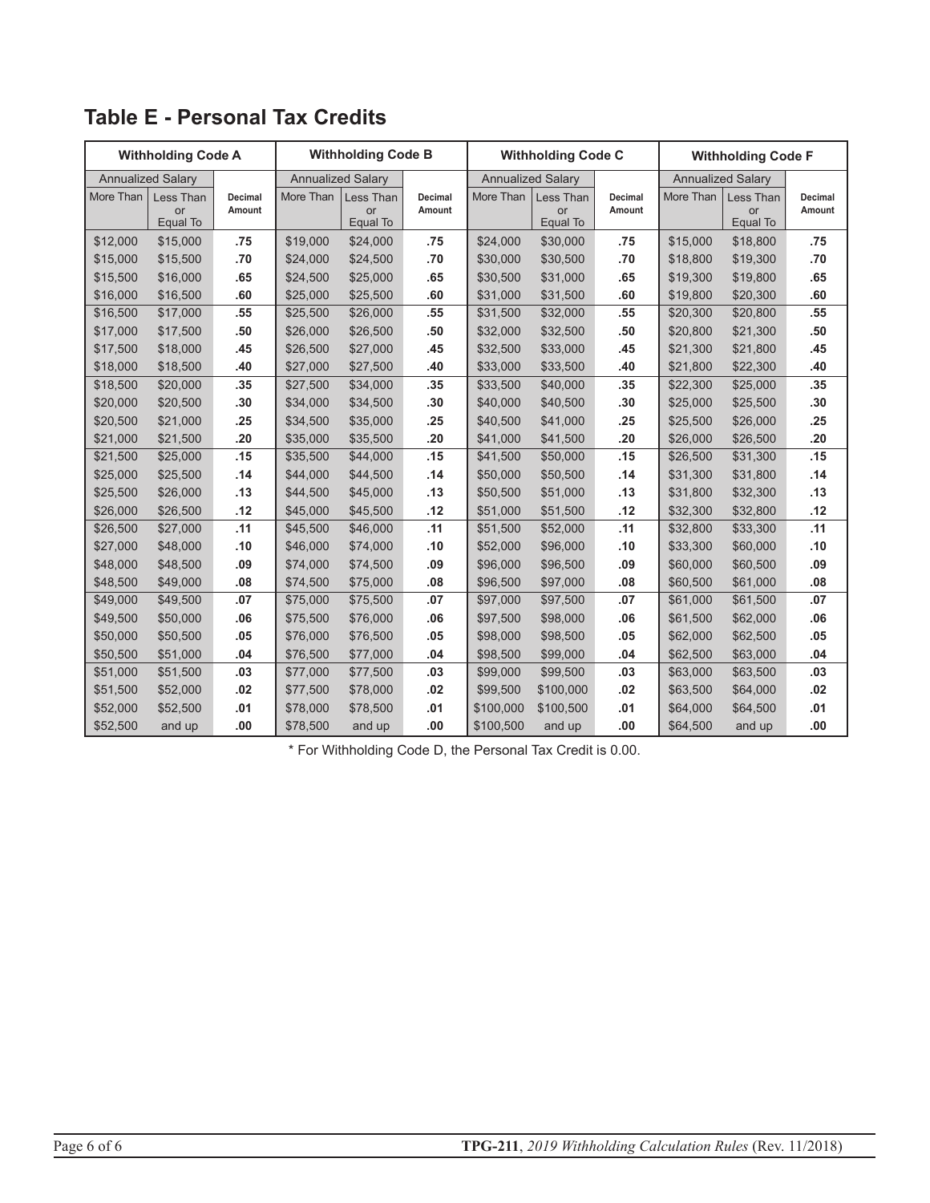## Table E - Personal Tax Credits

| Withholding Code A | | | Withholding Code B | | | Withholding Code C | | | Withholding Code F | | |
|---|---|---|---|---|---|---|---|---|---|---|---|
| Annualized Salary | | | Annualized Salary | | | Annualized Salary | | | Annualized Salary | | |
| More Than | Less Than or Equal To | Decimal Amount | More Than | Less Than or Equal To | Decimal Amount | More Than | Less Than or Equal To | Decimal Amount | More Than | Less Than or Equal To | Decimal Amount |
| $12,000 | $15,000 | .75 | $19,000 | $24,000 | .75 | $24,000 | $30,000 | .75 | $15,000 | $18,800 | .75 |
| $15,000 | $15,500 | .70 | $24,000 | $24,500 | .70 | $30,000 | $30,500 | .70 | $18,800 | $19,300 | .70 |
| $15,500 | $16,000 | .65 | $24,500 | $25,000 | .65 | $30,500 | $31,000 | .65 | $19,300 | $19,800 | .65 |
| $16,000 | $16,500 | .60 | $25,000 | $25,500 | .60 | $31,000 | $31,500 | .60 | $19,800 | $20,300 | .60 |
| $16,500 | $17,000 | .55 | $25,500 | $26,000 | .55 | $31,500 | $32,000 | .55 | $20,300 | $20,800 | .55 |
| $17,000 | $17,500 | .50 | $26,000 | $26,500 | .50 | $32,000 | $32,500 | .50 | $20,800 | $21,300 | .50 |
| $17,500 | $18,000 | .45 | $26,500 | $27,000 | .45 | $32,500 | $33,000 | .45 | $21,300 | $21,800 | .45 |
| $18,000 | $18,500 | .40 | $27,000 | $27,500 | .40 | $33,000 | $33,500 | .40 | $21,800 | $22,300 | .40 |
| $18,500 | $20,000 | .35 | $27,500 | $34,000 | .35 | $33,500 | $40,000 | .35 | $22,300 | $25,000 | .35 |
| $20,000 | $20,500 | .30 | $34,000 | $34,500 | .30 | $40,000 | $40,500 | .30 | $25,000 | $25,500 | .30 |
| $20,500 | $21,000 | .25 | $34,500 | $35,000 | .25 | $40,500 | $41,000 | .25 | $25,500 | $26,000 | .25 |
| $21,000 | $21,500 | .20 | $35,000 | $35,500 | .20 | $41,000 | $41,500 | .20 | $26,000 | $26,500 | .20 |
| $21,500 | $25,000 | .15 | $35,500 | $44,000 | .15 | $41,500 | $50,000 | .15 | $26,500 | $31,300 | .15 |
| $25,000 | $25,500 | .14 | $44,000 | $44,500 | .14 | $50,000 | $50,500 | .14 | $31,300 | $31,800 | .14 |
| $25,500 | $26,000 | .13 | $44,500 | $45,000 | .13 | $50,500 | $51,000 | .13 | $31,800 | $32,300 | .13 |
| $26,000 | $26,500 | .12 | $45,000 | $45,500 | .12 | $51,000 | $51,500 | .12 | $32,300 | $32,800 | .12 |
| $26,500 | $27,000 | .11 | $45,500 | $46,000 | .11 | $51,500 | $52,000 | .11 | $32,800 | $33,300 | .11 |
| $27,000 | $48,000 | .10 | $46,000 | $74,000 | .10 | $52,000 | $96,000 | .10 | $33,300 | $60,000 | .10 |
| $48,000 | $48,500 | .09 | $74,000 | $74,500 | .09 | $96,000 | $96,500 | .09 | $60,000 | $60,500 | .09 |
| $48,500 | $49,000 | .08 | $74,500 | $75,000 | .08 | $96,500 | $97,000 | .08 | $60,500 | $61,000 | .08 |
| $49,000 | $49,500 | .07 | $75,000 | $75,500 | .07 | $97,000 | $97,500 | .07 | $61,000 | $61,500 | .07 |
| $49,500 | $50,000 | .06 | $75,500 | $76,000 | .06 | $97,500 | $98,000 | .06 | $61,500 | $62,000 | .06 |
| $50,000 | $50,500 | .05 | $76,000 | $76,500 | .05 | $98,000 | $98,500 | .05 | $62,000 | $62,500 | .05 |
| $50,500 | $51,000 | .04 | $76,500 | $77,000 | .04 | $98,500 | $99,000 | .04 | $62,500 | $63,000 | .04 |
| $51,000 | $51,500 | .03 | $77,000 | $77,500 | .03 | $99,000 | $99,500 | .03 | $63,000 | $63,500 | .03 |
| $51,500 | $52,000 | .02 | $77,500 | $78,000 | .02 | $99,500 | $100,000 | .02 | $63,500 | $64,000 | .02 |
| $52,000 | $52,500 | .01 | $78,000 | $78,500 | .01 | $100,000 | $100,500 | .01 | $64,000 | $64,500 | .01 |
| $52,500 | and up | .00 | $78,500 | and up | .00 | $100,500 | and up | .00 | $64,500 | and up | .00 |

* For Withholding Code D, the Personal Tax Credit is 0.00.